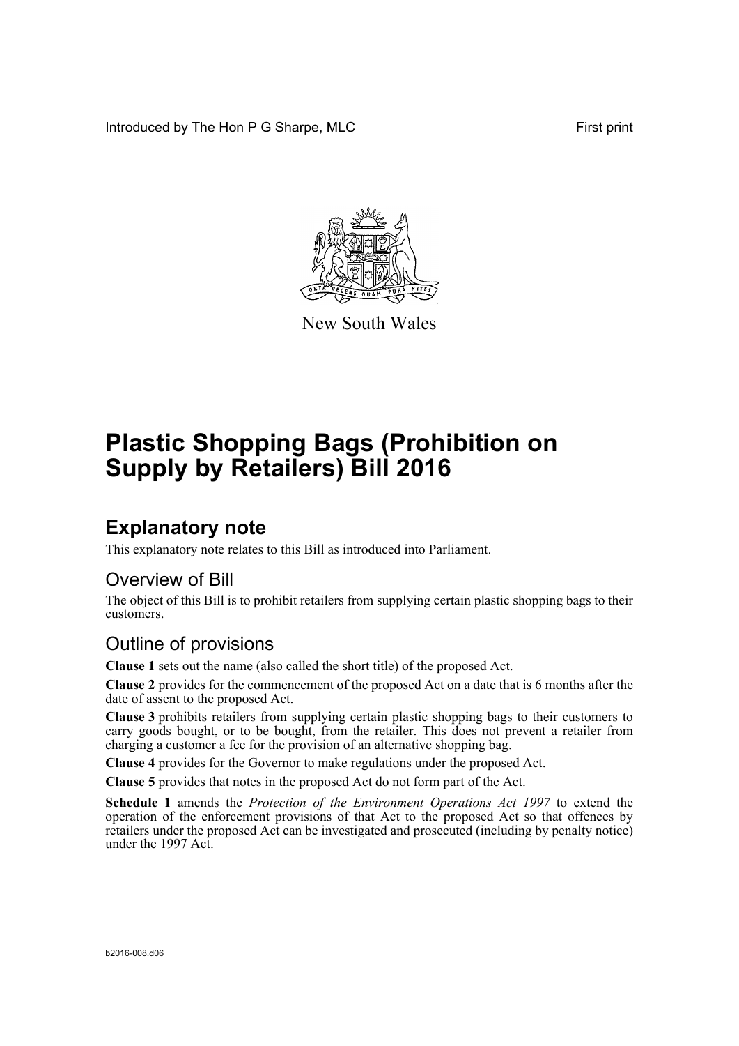Introduced by The Hon P G Sharpe, MLC First print

New South Wales

# Plastic Shopping Bags (Prohibition on Supply by Retailers) Bill 2016

## Explanatory note

This explanatory note relates to this Bill as introduced into Parliament.

### Overview of Bill

The object of this Bill is to prohibit retailers from supplying certain plastic shopping bags to their customers.

### Outline of provisions

**Clause 1** sets out the name (also called the short title) of the proposed Act.

**Clause 2** provides for the commencement of the proposed Act on a date that is 6 months after the date of assent to the proposed Act.

**Clause 3** prohibits retailers from supplying certain plastic shopping bags to their customers to carry goods bought, or to be bought, from the retailer. This does not prevent a retailer from charging a customer a fee for the provision of an alternative shopping bag.

**Clause 4** provides for the Governor to make regulations under the proposed Act.

**Clause 5** provides that notes in the proposed Act do not form part of the Act.

**Schedule 1** amends the *Protection of the Environment Operations Act 1997* to extend the operation of the enforcement provisions of that Act to the proposed Act so that offences by retailers under the proposed Act can be investigated and prosecuted (including by penalty notice) under the 1997 Act.

b2016-008.d06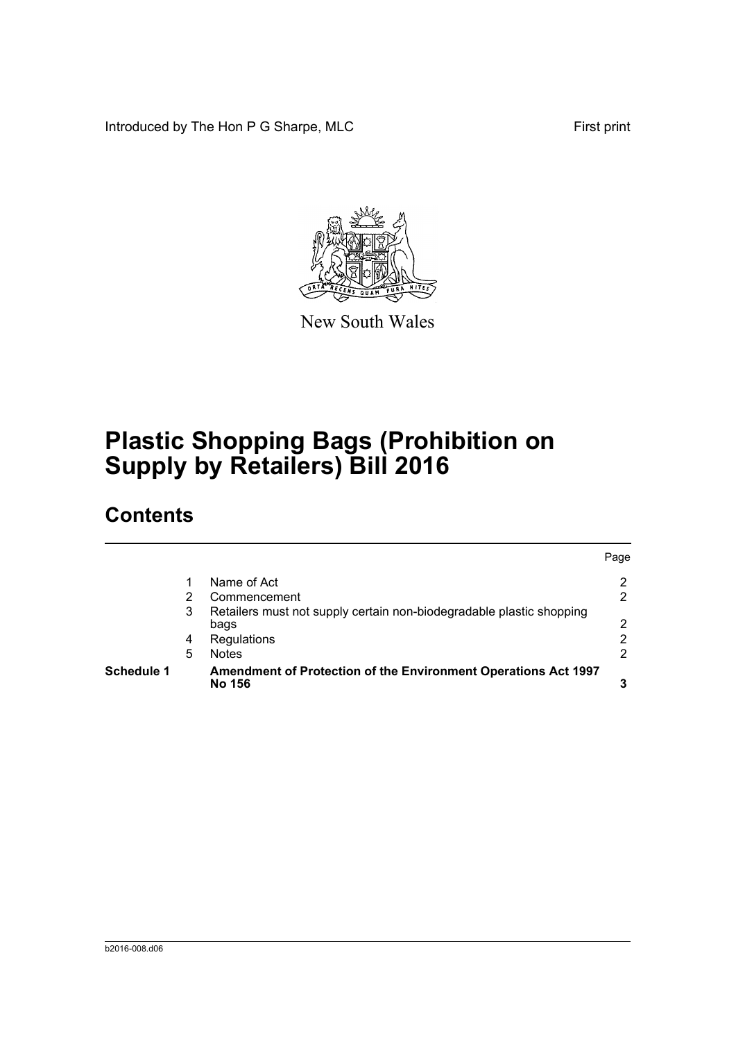Introduced by The Hon P G Sharpe, MLC

First print

New South Wales

# Plastic Shopping Bags (Prohibition on Supply by Retailers) Bill 2016

## Contents

| | | | Page |
|---|---|---|---|
| | 1 | Name of Act | 2 |
| | 2 | Commencement | 2 |
| | 3 | Retailers must not supply certain non-biodegradable plastic shopping bags | 2 |
| | 4 | Regulations | 2 |
| | 5 | Notes | 2 |
| **Schedule 1** | | **Amendment of Protection of the Environment Operations Act 1997 No 156** | **3** |

b2016-008.d06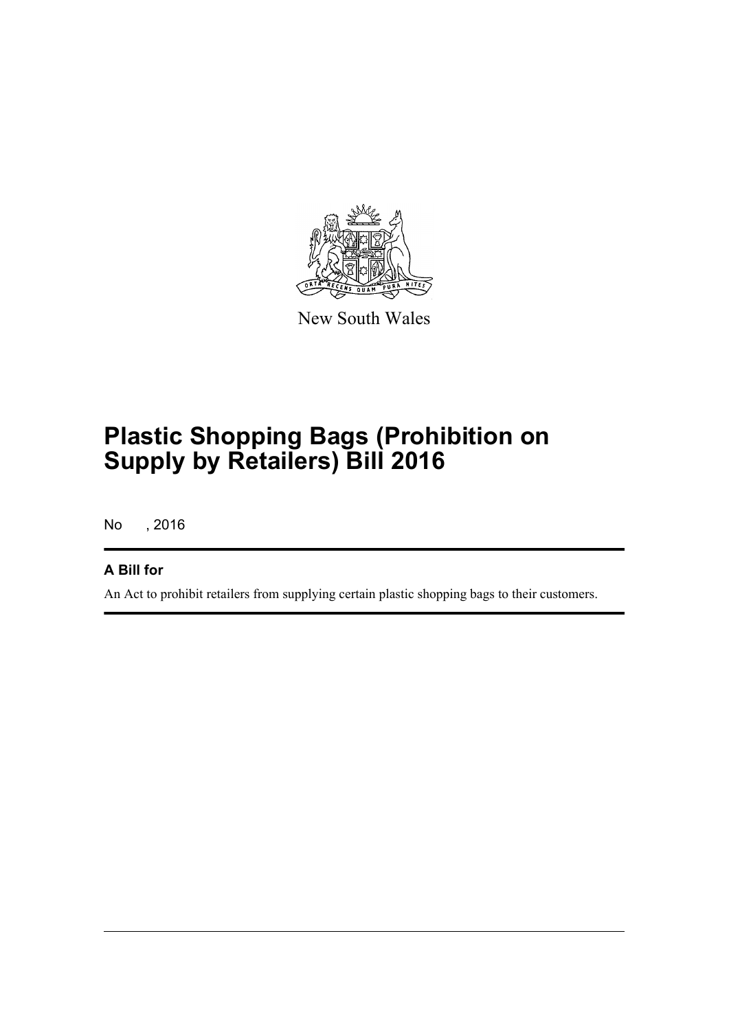New South Wales

# Plastic Shopping Bags (Prohibition on Supply by Retailers) Bill 2016

No , 2016

### A Bill for

An Act to prohibit retailers from supplying certain plastic shopping bags to their customers.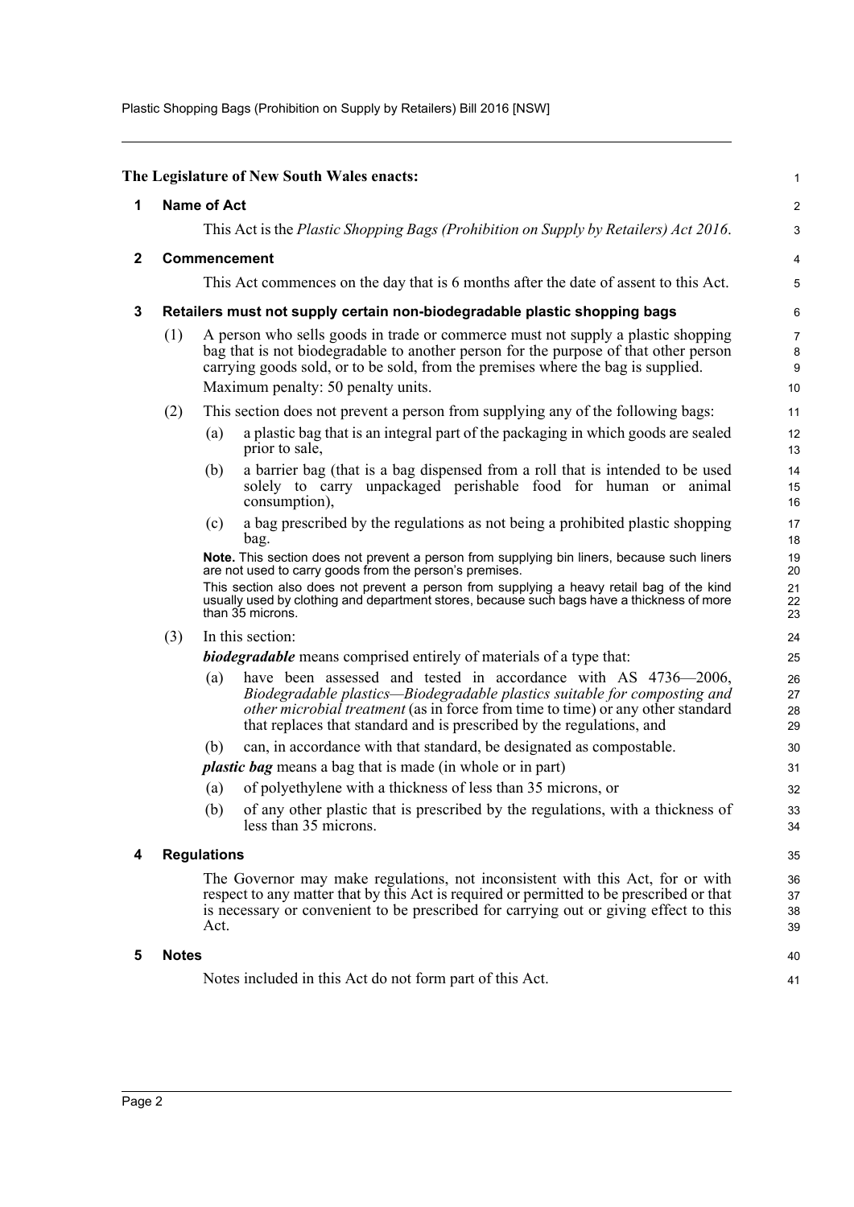**The Legislature of New South Wales enacts:**

## 1 Name of Act

This Act is the *Plastic Shopping Bags (Prohibition on Supply by Retailers) Act 2016*.

## 2 Commencement

This Act commences on the day that is 6 months after the date of assent to this Act.

## 3 Retailers must not supply certain non-biodegradable plastic shopping bags

(1) A person who sells goods in trade or commerce must not supply a plastic shopping bag that is not biodegradable to another person for the purpose of that other person carrying goods sold, or to be sold, from the premises where the bag is supplied.

Maximum penalty: 50 penalty units.

(2) This section does not prevent a person from supplying any of the following bags:

(a) a plastic bag that is an integral part of the packaging in which goods are sealed prior to sale,

(b) a barrier bag (that is a bag dispensed from a roll that is intended to be used solely to carry unpackaged perishable food for human or animal consumption),

(c) a bag prescribed by the regulations as not being a prohibited plastic shopping bag.

**Note.** This section does not prevent a person from supplying bin liners, because such liners are not used to carry goods from the person's premises.

This section also does not prevent a person from supplying a heavy retail bag of the kind usually used by clothing and department stores, because such bags have a thickness of more than 35 microns.

(3) In this section:

***biodegradable*** means comprised entirely of materials of a type that:

(a) have been assessed and tested in accordance with AS 4736—2006, *Biodegradable plastics—Biodegradable plastics suitable for composting and other microbial treatment* (as in force from time to time) or any other standard that replaces that standard and is prescribed by the regulations, and

(b) can, in accordance with that standard, be designated as compostable.

***plastic bag*** means a bag that is made (in whole or in part)

(a) of polyethylene with a thickness of less than 35 microns, or

(b) of any other plastic that is prescribed by the regulations, with a thickness of less than 35 microns.

## 4 Regulations

The Governor may make regulations, not inconsistent with this Act, for or with respect to any matter that by this Act is required or permitted to be prescribed or that is necessary or convenient to be prescribed for carrying out or giving effect to this Act.

## 5 Notes

Notes included in this Act do not form part of this Act.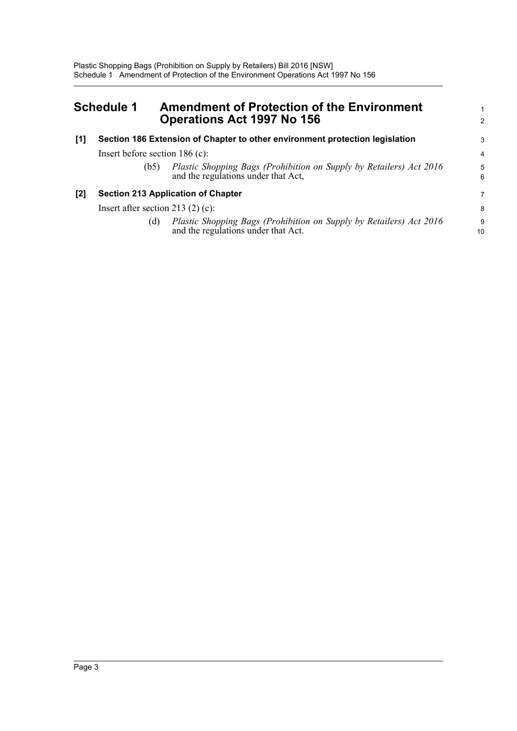## Schedule 1 Amendment of Protection of the Environment Operations Act 1997 No 156

### [1] Section 186 Extension of Chapter to other environment protection legislation

Insert before section 186 (c):

(b5) *Plastic Shopping Bags (Prohibition on Supply by Retailers) Act 2016* and the regulations under that Act,

### [2] Section 213 Application of Chapter

Insert after section 213 (2) (c):

(d) *Plastic Shopping Bags (Prohibition on Supply by Retailers) Act 2016* and the regulations under that Act.